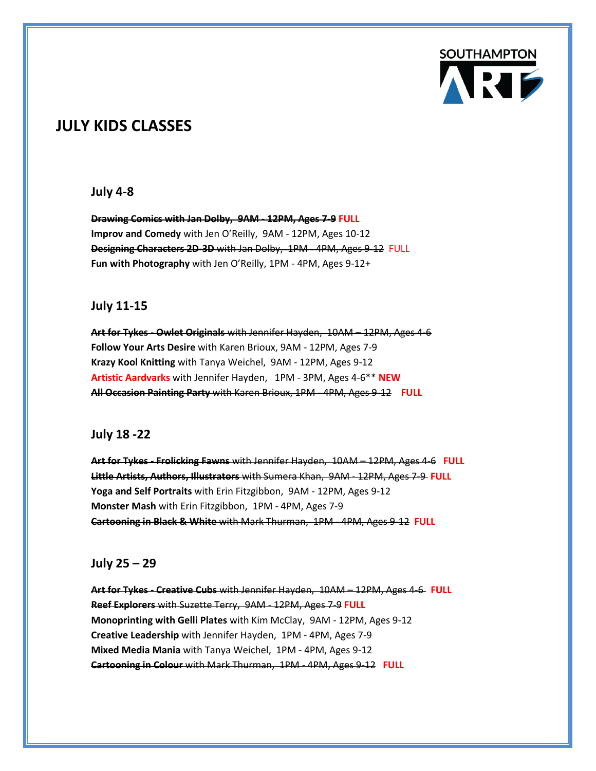SOUTHAMPTON ARTS

# JULY KIDS CLASSES

## July 4-8

~~**Drawing Comics with Jan Dolby, 9AM - 12PM, Ages 7-9**~~ **FULL**
**Improv and Comedy** with Jen O'Reilly, 9AM - 12PM, Ages 10-12
~~**Designing Characters 2D-3D** with Jan Dolby, 1PM - 4PM, Ages 9-12~~ FULL
**Fun with Photography** with Jen O'Reilly, 1PM - 4PM, Ages 9-12+

## July 11-15

~~**Art for Tykes - Owlet Originals** with Jennifer Hayden, 10AM – 12PM, Ages 4-6~~
**Follow Your Arts Desire** with Karen Brioux, 9AM - 12PM, Ages 7-9
**Krazy Kool Knitting** with Tanya Weichel, 9AM - 12PM, Ages 9-12
**Artistic Aardvarks** with Jennifer Hayden, 1PM - 3PM, Ages 4-6** **NEW**
~~**All Occasion Painting Party** with Karen Brioux, 1PM - 4PM, Ages 9-12~~ **FULL**

## July 18 -22

~~**Art for Tykes - Frolicking Fawns** with Jennifer Hayden, 10AM – 12PM, Ages 4-6~~ **FULL**
~~**Little Artists, Authors, Illustrators** with Sumera Khan, 9AM - 12PM, Ages 7-9~~ **FULL**
**Yoga and Self Portraits** with Erin Fitzgibbon, 9AM - 12PM, Ages 9-12
**Monster Mash** with Erin Fitzgibbon, 1PM - 4PM, Ages 7-9
~~**Cartooning in Black & White** with Mark Thurman, 1PM - 4PM, Ages 9-12~~ **FULL**

## July 25 – 29

~~**Art for Tykes - Creative Cubs** with Jennifer Hayden, 10AM – 12PM, Ages 4-6~~ **FULL**
~~**Reef Explorers** with Suzette Terry, 9AM - 12PM, Ages 7-9~~ **FULL**
**Monoprinting with Gelli Plates** with Kim McClay, 9AM - 12PM, Ages 9-12
**Creative Leadership** with Jennifer Hayden, 1PM - 4PM, Ages 7-9
**Mixed Media Mania** with Tanya Weichel, 1PM - 4PM, Ages 9-12
~~**Cartooning in Colour** with Mark Thurman, 1PM - 4PM, Ages 9-12~~ **FULL**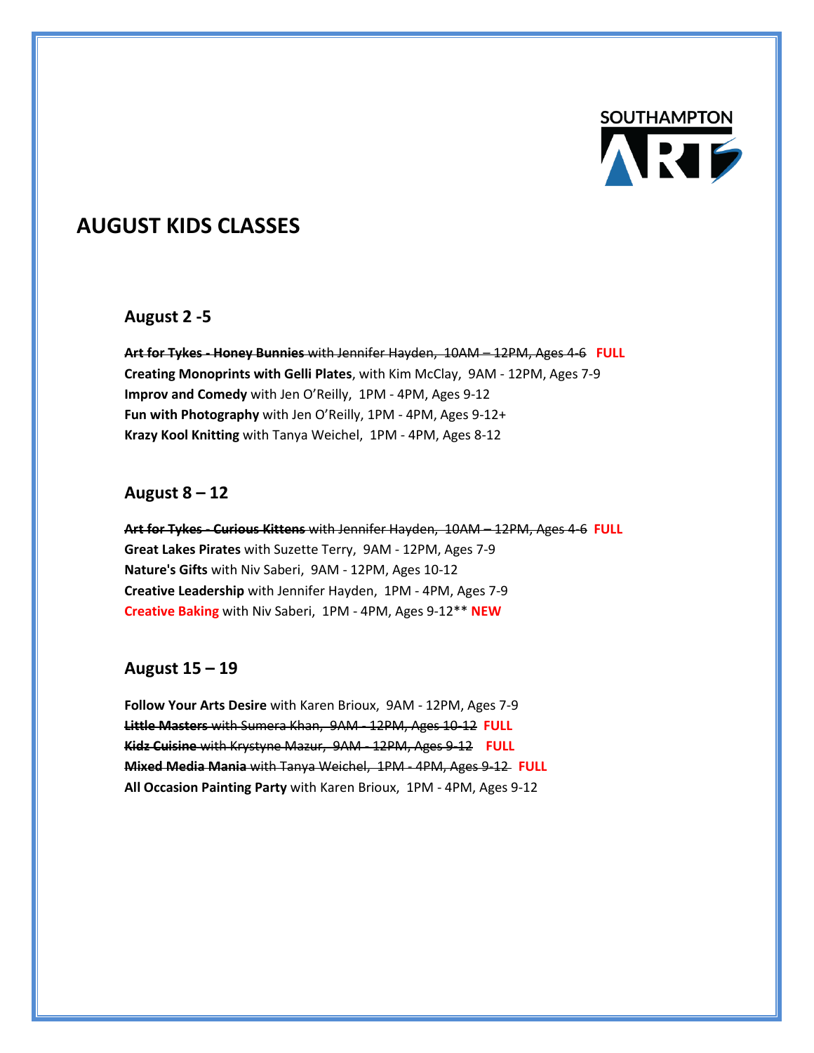SOUTHAMPTON ARTS

# AUGUST KIDS CLASSES

## August 2 -5

~~**Art for Tykes - Honey Bunnies** with Jennifer Hayden, 10AM – 12PM, Ages 4-6~~ **FULL**
**Creating Monoprints with Gelli Plates**, with Kim McClay, 9AM - 12PM, Ages 7-9
**Improv and Comedy** with Jen O'Reilly, 1PM - 4PM, Ages 9-12
**Fun with Photography** with Jen O'Reilly, 1PM - 4PM, Ages 9-12+
**Krazy Kool Knitting** with Tanya Weichel, 1PM - 4PM, Ages 8-12

## August 8 – 12

~~**Art for Tykes - Curious Kittens** with Jennifer Hayden, 10AM – 12PM, Ages 4-6~~ **FULL**
**Great Lakes Pirates** with Suzette Terry, 9AM - 12PM, Ages 7-9
**Nature's Gifts** with Niv Saberi, 9AM - 12PM, Ages 10-12
**Creative Leadership** with Jennifer Hayden, 1PM - 4PM, Ages 7-9
**Creative Baking** with Niv Saberi, 1PM - 4PM, Ages 9-12** **NEW**

## August 15 – 19

**Follow Your Arts Desire** with Karen Brioux, 9AM - 12PM, Ages 7-9
~~**Little Masters** with Sumera Khan, 9AM - 12PM, Ages 10-12~~ **FULL**
~~**Kidz Cuisine** with Krystyne Mazur, 9AM - 12PM, Ages 9-12~~ **FULL**
~~**Mixed Media Mania** with Tanya Weichel, 1PM - 4PM, Ages 9-12~~ **FULL**
**All Occasion Painting Party** with Karen Brioux, 1PM - 4PM, Ages 9-12